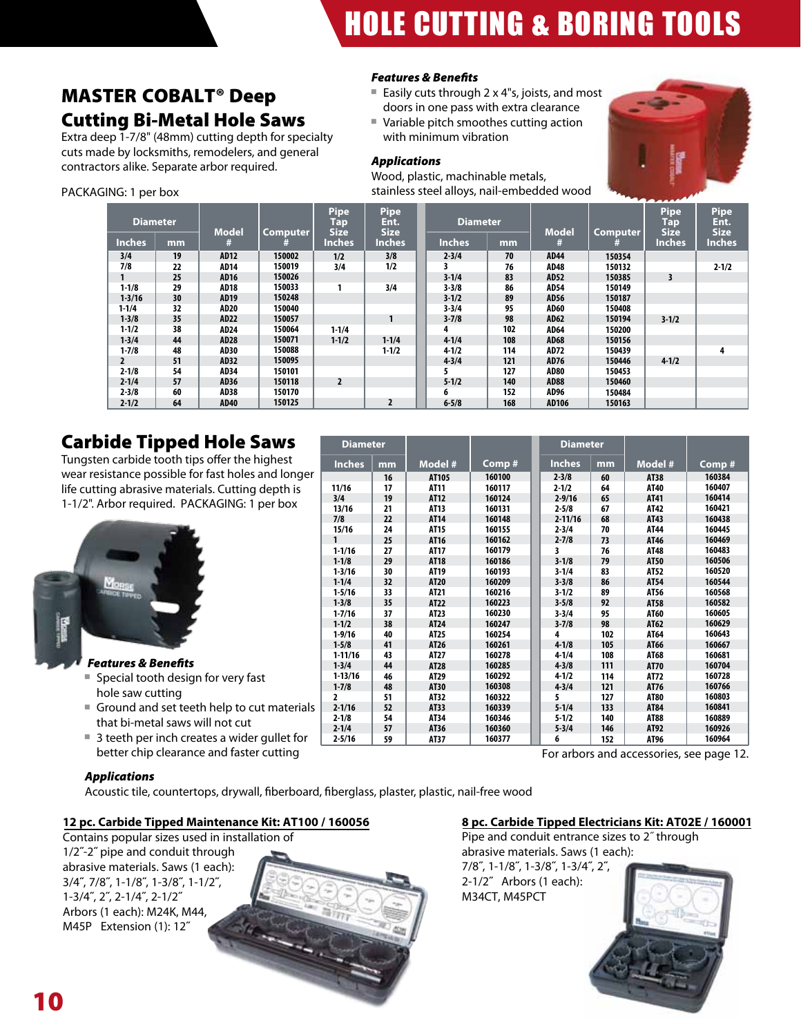# HOLE CUTTING & BORING TOOLS

## MASTER COBALT® Deep Cutting Bi-Metal Hole Saws

Extra deep 1-7/8" (48mm) cutting depth for specialty cuts made by locksmiths, remodelers, and general contractors alike. Separate arbor required.

PACKAGING: 1 per box

***Features & Benefits***

- Easily cuts through 2 x 4"s, joists, and most doors in one pass with extra clearance
- Variable pitch smoothes cutting action with minimum vibration

***Applications***

Wood, plastic, machinable metals, stainless steel alloys, nail-embedded wood

| Diameter | | Model # | Computer # | Pipe Tap Size Inches | Pipe Ent. Size Inches | Diameter | | Model # | Computer # | Pipe Tap Size Inches | Pipe Ent. Size Inches |
|---|---|---|---|---|---|---|---|---|---|---|---|
| Inches | mm | | | | | Inches | mm | | | | |
| 3/4 | 19 | AD12 | 150002 | 1/2 | 3/8 | 2-3/4 | 70 | AD44 | 150354 | | |
| 7/8 | 22 | AD14 | 150019 | 3/4 | 1/2 | 3 | 76 | AD48 | 150132 | | 2-1/2 |
| 1 | 25 | AD16 | 150026 | | | 3-1/4 | 83 | AD52 | 150385 | 3 | |
| 1-1/8 | 29 | AD18 | 150033 | 1 | 3/4 | 3-3/8 | 86 | AD54 | 150149 | | |
| 1-3/16 | 30 | AD19 | 150248 | | | 3-1/2 | 89 | AD56 | 150187 | | |
| 1-1/4 | 32 | AD20 | 150040 | | | 3-3/4 | 95 | AD60 | 150408 | | |
| 1-3/8 | 35 | AD22 | 150057 | | 1 | 3-7/8 | 98 | AD62 | 150194 | 3-1/2 | |
| 1-1/2 | 38 | AD24 | 150064 | 1-1/4 | | 4 | 102 | AD64 | 150200 | | |
| 1-3/4 | 44 | AD28 | 150071 | 1-1/2 | 1-1/4 | 4-1/4 | 108 | AD68 | 150156 | | |
| 1-7/8 | 48 | AD30 | 150088 | | 1-1/2 | 4-1/2 | 114 | AD72 | 150439 | | 4 |
| 2 | 51 | AD32 | 150095 | | | 4-3/4 | 121 | AD76 | 150446 | 4-1/2 | |
| 2-1/8 | 54 | AD34 | 150101 | | | 5 | 127 | AD80 | 150453 | | |
| 2-1/4 | 57 | AD36 | 150118 | 2 | | 5-1/2 | 140 | AD88 | 150460 | | |
| 2-3/8 | 60 | AD38 | 150170 | | | 6 | 152 | AD96 | 150484 | | |
| 2-1/2 | 64 | AD40 | 150125 | | 2 | 6-5/8 | 168 | AD106 | 150163 | | |

## Carbide Tipped Hole Saws

Tungsten carbide tooth tips offer the highest wear resistance possible for fast holes and longer life cutting abrasive materials. Cutting depth is 1-1/2". Arbor required. PACKAGING: 1 per box

| Diameter | | Model # | Comp # | Diameter | | Model # | Comp # |
|---|---|---|---|---|---|---|---|
| Inches | mm | | | Inches | mm | | |
| | 16 | AT105 | 160100 | 2-3/8 | 60 | AT38 | 160384 |
| 11/16 | 17 | AT11 | 160117 | 2-1/2 | 64 | AT40 | 160407 |
| 3/4 | 19 | AT12 | 160124 | 2-9/16 | 65 | AT41 | 160414 |
| 13/16 | 21 | AT13 | 160131 | 2-5/8 | 67 | AT42 | 160421 |
| 7/8 | 22 | AT14 | 160148 | 2-11/16 | 68 | AT43 | 160438 |
| 15/16 | 24 | AT15 | 160155 | 2-3/4 | 70 | AT44 | 160445 |
| 1 | 25 | AT16 | 160162 | 2-7/8 | 73 | AT46 | 160469 |
| 1-1/16 | 27 | AT17 | 160179 | 3 | 76 | AT48 | 160483 |
| 1-1/8 | 29 | AT18 | 160186 | 3-1/8 | 79 | AT50 | 160506 |
| 1-3/16 | 30 | AT19 | 160193 | 3-1/4 | 83 | AT52 | 160520 |
| 1-1/4 | 32 | AT20 | 160209 | 3-3/8 | 86 | AT54 | 160544 |
| 1-5/16 | 33 | AT21 | 160216 | 3-1/2 | 89 | AT56 | 160568 |
| 1-3/8 | 35 | AT22 | 160223 | 3-5/8 | 92 | AT58 | 160582 |
| 1-7/16 | 37 | AT23 | 160230 | 3-3/4 | 95 | AT60 | 160605 |
| 1-1/2 | 38 | AT24 | 160247 | 3-7/8 | 98 | AT62 | 160629 |
| 1-9/16 | 40 | AT25 | 160254 | 4 | 102 | AT64 | 160643 |
| 1-5/8 | 41 | AT26 | 160261 | 4-1/8 | 105 | AT66 | 160667 |
| 1-11/16 | 43 | AT27 | 160278 | 4-1/4 | 108 | AT68 | 160681 |
| 1-3/4 | 44 | AT28 | 160285 | 4-3/8 | 111 | AT70 | 160704 |
| 1-13/16 | 46 | AT29 | 160292 | 4-1/2 | 114 | AT72 | 160728 |
| 1-7/8 | 48 | AT30 | 160308 | 4-3/4 | 121 | AT76 | 160766 |
| 2 | 51 | AT32 | 160322 | 5 | 127 | AT80 | 160803 |
| 2-1/16 | 52 | AT33 | 160339 | 5-1/4 | 133 | AT84 | 160841 |
| 2-1/8 | 54 | AT34 | 160346 | 5-1/2 | 140 | AT88 | 160889 |
| 2-1/4 | 57 | AT36 | 160360 | 5-3/4 | 146 | AT92 | 160926 |
| 2-5/16 | 59 | AT37 | 160377 | 6 | 152 | AT96 | 160964 |

For arbors and accessories, see page 12.

***Features & Benefits***

- Special tooth design for very fast hole saw cutting
- Ground and set teeth help to cut materials that bi-metal saws will not cut
- 3 teeth per inch creates a wider gullet for better chip clearance and faster cutting

***Applications***

Acoustic tile, countertops, drywall, fiberboard, fiberglass, plaster, plastic, nail-free wood

**12 pc. Carbide Tipped Maintenance Kit: AT100 / 160056**

Contains popular sizes used in installation of 1/2˝-2˝ pipe and conduit through abrasive materials. Saws (1 each): 3/4˝, 7/8˝, 1-1/8˝, 1-3/8˝, 1-1/2˝, 1-3/4˝, 2˝, 2-1/4˝, 2-1/2˝
Arbors (1 each): M24K, M44, M45P Extension (1): 12˝

**8 pc. Carbide Tipped Electricians Kit: AT02E / 160001**

Pipe and conduit entrance sizes to 2˝ through abrasive materials. Saws (1 each): 7/8˝, 1-1/8˝, 1-3/8˝, 1-3/4˝, 2˝, 2-1/2˝ Arbors (1 each): M34CT, M45PCT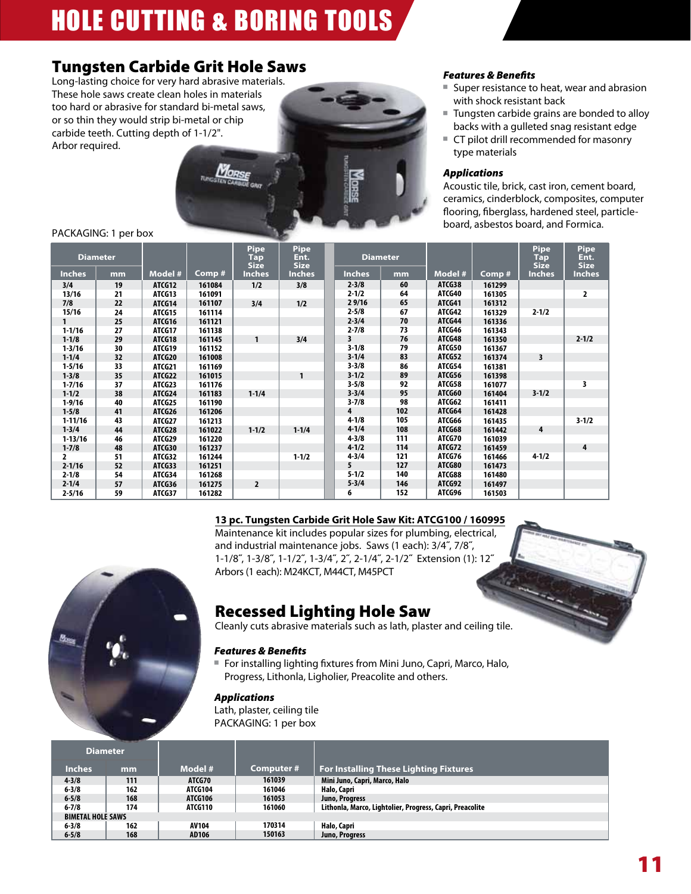# HOLE CUTTING & BORING TOOLS

## Tungsten Carbide Grit Hole Saws

Long-lasting choice for very hard abrasive materials. These hole saws create clean holes in materials too hard or abrasive for standard bi-metal saws, or so thin they would strip bi-metal or chip carbide teeth. Cutting depth of 1-1/2". Arbor required.

PACKAGING: 1 per box

### *Features & Benefits*

- Super resistance to heat, wear and abrasion with shock resistant back
- Tungsten carbide grains are bonded to alloy backs with a gulleted snag resistant edge
- CT pilot drill recommended for masonry type materials

### *Applications*

Acoustic tile, brick, cast iron, cement board, ceramics, cinderblock, composites, computer flooring, fiberglass, hardened steel, particle-board, asbestos board, and Formica.

| Diameter | | | | Pipe Tap Size | Pipe Ent. Size | Diameter | | | | Pipe Tap Size | Pipe Ent. Size |
|---|---|---|---|---|---|---|---|---|---|---|---|
| Inches | mm | Model # | Comp # | Inches | Inches | Inches | mm | Model # | Comp # | Inches | Inches |
| 3/4 | 19 | ATCG12 | 161084 | 1/2 | 3/8 | 2-3/8 | 60 | ATCG38 | 161299 | | |
| 13/16 | 21 | ATCG13 | 161091 | | | 2-1/2 | 64 | ATCG40 | 161305 | | 2 |
| 7/8 | 22 | ATCG14 | 161107 | 3/4 | 1/2 | 2 9/16 | 65 | ATCG41 | 161312 | | |
| 15/16 | 24 | ATCG15 | 161114 | | | 2-5/8 | 67 | ATCG42 | 161329 | 2-1/2 | |
| 1 | 25 | ATCG16 | 161121 | | | 2-3/4 | 70 | ATCG44 | 161336 | | |
| 1-1/16 | 27 | ATCG17 | 161138 | | | 2-7/8 | 73 | ATCG46 | 161343 | | |
| 1-1/8 | 29 | ATCG18 | 161145 | 1 | 3/4 | 3 | 76 | ATCG48 | 161350 | | 2-1/2 |
| 1-3/16 | 30 | ATCG19 | 161152 | | | 3-1/8 | 79 | ATCG50 | 161367 | | |
| 1-1/4 | 32 | ATCG20 | 161008 | | | 3-1/4 | 83 | ATCG52 | 161374 | 3 | |
| 1-5/16 | 33 | ATCG21 | 161169 | | | 3-3/8 | 86 | ATCG54 | 161381 | | |
| 1-3/8 | 35 | ATCG22 | 161015 | | 1 | 3-1/2 | 89 | ATCG56 | 161398 | | |
| 1-7/16 | 37 | ATCG23 | 161176 | | | 3-5/8 | 92 | ATCG58 | 161077 | | 3 |
| 1-1/2 | 38 | ATCG24 | 161183 | 1-1/4 | | 3-3/4 | 95 | ATCG60 | 161404 | 3-1/2 | |
| 1-9/16 | 40 | ATCG25 | 161190 | | | 3-7/8 | 98 | ATCG62 | 161411 | | |
| 1-5/8 | 41 | ATCG26 | 161206 | | | 4 | 102 | ATCG64 | 161428 | | |
| 1-11/16 | 43 | ATCG27 | 161213 | | | 4-1/8 | 105 | ATCG66 | 161435 | | 3-1/2 |
| 1-3/4 | 44 | ATCG28 | 161022 | 1-1/2 | 1-1/4 | 4-1/4 | 108 | ATCG68 | 161442 | 4 | |
| 1-13/16 | 46 | ATCG29 | 161220 | | | 4-3/8 | 111 | ATCG70 | 161039 | | |
| 1-7/8 | 48 | ATCG30 | 161237 | | | 4-1/2 | 114 | ATCG72 | 161459 | | 4 |
| 2 | 51 | ATCG32 | 161244 | | 1-1/2 | 4-3/4 | 121 | ATCG76 | 161466 | 4-1/2 | |
| 2-1/16 | 52 | ATCG33 | 161251 | | | 5 | 127 | ATCG80 | 161473 | | |
| 2-1/8 | 54 | ATCG34 | 161268 | | | 5-1/2 | 140 | ATCG88 | 161480 | | |
| 2-1/4 | 57 | ATCG36 | 161275 | 2 | | 5-3/4 | 146 | ATCG92 | 161497 | | |
| 2-5/16 | 59 | ATCG37 | 161282 | | | 6 | 152 | ATCG96 | 161503 | | |

**13 pc. Tungsten Carbide Grit Hole Saw Kit: ATCG100 / 160995**

Maintenance kit includes popular sizes for plumbing, electrical, and industrial maintenance jobs. Saws (1 each): 3/4˝, 7/8˝, 1-1/8˝, 1-3/8˝, 1-1/2˝, 1-3/4˝, 2˝, 2-1/4˝, 2-1/2˝ Extension (1): 12˝ Arbors (1 each): M24KCT, M44CT, M45PCT

## Recessed Lighting Hole Saw

Cleanly cuts abrasive materials such as lath, plaster and ceiling tile.

### *Features & Benefits*

- For installing lighting fixtures from Mini Juno, Capri, Marco, Halo, Progress, Lithonla, Ligholier, Preacolite and others.

### *Applications*

Lath, plaster, ceiling tile
PACKAGING: 1 per box

| Diameter | | | | |
|---|---|---|---|---|
| Inches | mm | Model # | Computer # | For Installing These Lighting Fixtures |
| 4-3/8 | 111 | ATCG70 | 161039 | Mini Juno, Capri, Marco, Halo |
| 6-3/8 | 162 | ATCG104 | 161046 | Halo, Capri |
| 6-5/8 | 168 | ATCG106 | 161053 | Juno, Progress |
| 6-7/8 | 174 | ATCG110 | 161060 | Lithonla, Marco, Lightolier, Progress, Capri, Preacolite |
| BIMETAL HOLE SAWS | | | | |
| 6-3/8 | 162 | AV104 | 170314 | Halo, Capri |
| 6-5/8 | 168 | AD106 | 150163 | Juno, Progress |